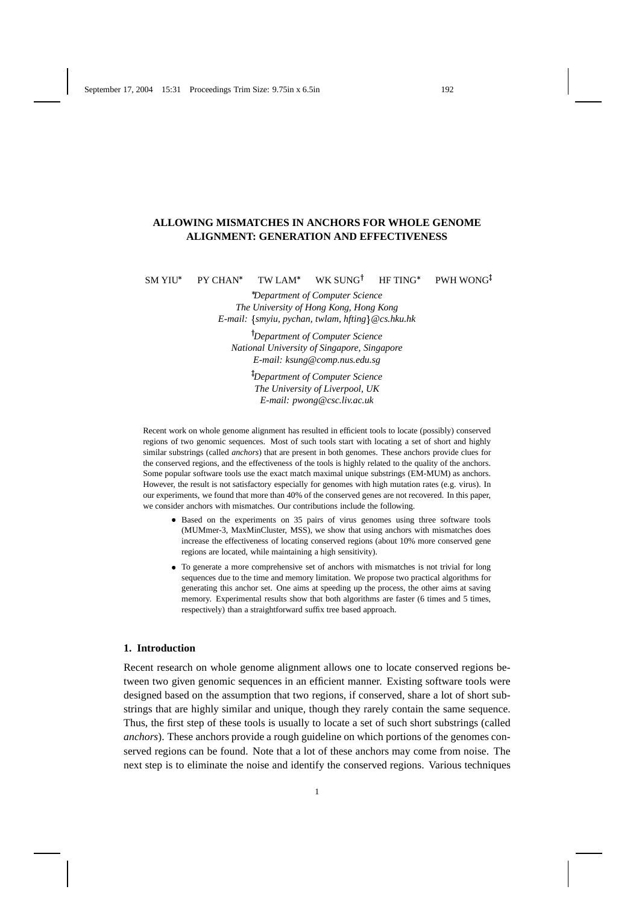# ALLOWING MISMATCHES IN ANCHORS FOR WHOLE GENOME ALIGNMENT: GENERATION AND EFFECTIVENESS

SM YIU[*] PY CHAN[*] TW LAM[*] WK SUNG[†] HF TING[*] PWH WONG[‡]

[*]*Department of Computer Science*
*The University of Hong Kong, Hong Kong*
*E-mail: {smyiu, pychan, twlam, hfting}@cs.hku.hk*

[†]*Department of Computer Science*
*National University of Singapore, Singapore*
*E-mail: ksung@comp.nus.edu.sg*

[‡]*Department of Computer Science*
*The University of Liverpool, UK*
*E-mail: pwong@csc.liv.ac.uk*

Recent work on whole genome alignment has resulted in efficient tools to locate (possibly) conserved regions of two genomic sequences. Most of such tools start with locating a set of short and highly similar substrings (called *anchors*) that are present in both genomes. These anchors provide clues for the conserved regions, and the effectiveness of the tools is highly related to the quality of the anchors. Some popular software tools use the exact match maximal unique substrings (EM-MUM) as anchors. However, the result is not satisfactory especially for genomes with high mutation rates (e.g. virus). In our experiments, we found that more than 40% of the conserved genes are not recovered. In this paper, we consider anchors with mismatches. Our contributions include the following.

- Based on the experiments on 35 pairs of virus genomes using three software tools (MUMmer-3, MaxMinCluster, MSS), we show that using anchors with mismatches does increase the effectiveness of locating conserved regions (about 10% more conserved gene regions are located, while maintaining a high sensitivity).
- To generate a more comprehensive set of anchors with mismatches is not trivial for long sequences due to the time and memory limitation. We propose two practical algorithms for generating this anchor set. One aims at speeding up the process, the other aims at saving memory. Experimental results show that both algorithms are faster (6 times and 5 times, respectively) than a straightforward suffix tree based approach.

## 1. Introduction

Recent research on whole genome alignment allows one to locate conserved regions between two given genomic sequences in an efficient manner. Existing software tools were designed based on the assumption that two regions, if conserved, share a lot of short substrings that are highly similar and unique, though they rarely contain the same sequence. Thus, the first step of these tools is usually to locate a set of such short substrings (called *anchors*). These anchors provide a rough guideline on which portions of the genomes conserved regions can be found. Note that a lot of these anchors may come from noise. The next step is to eliminate the noise and identify the conserved regions. Various techniques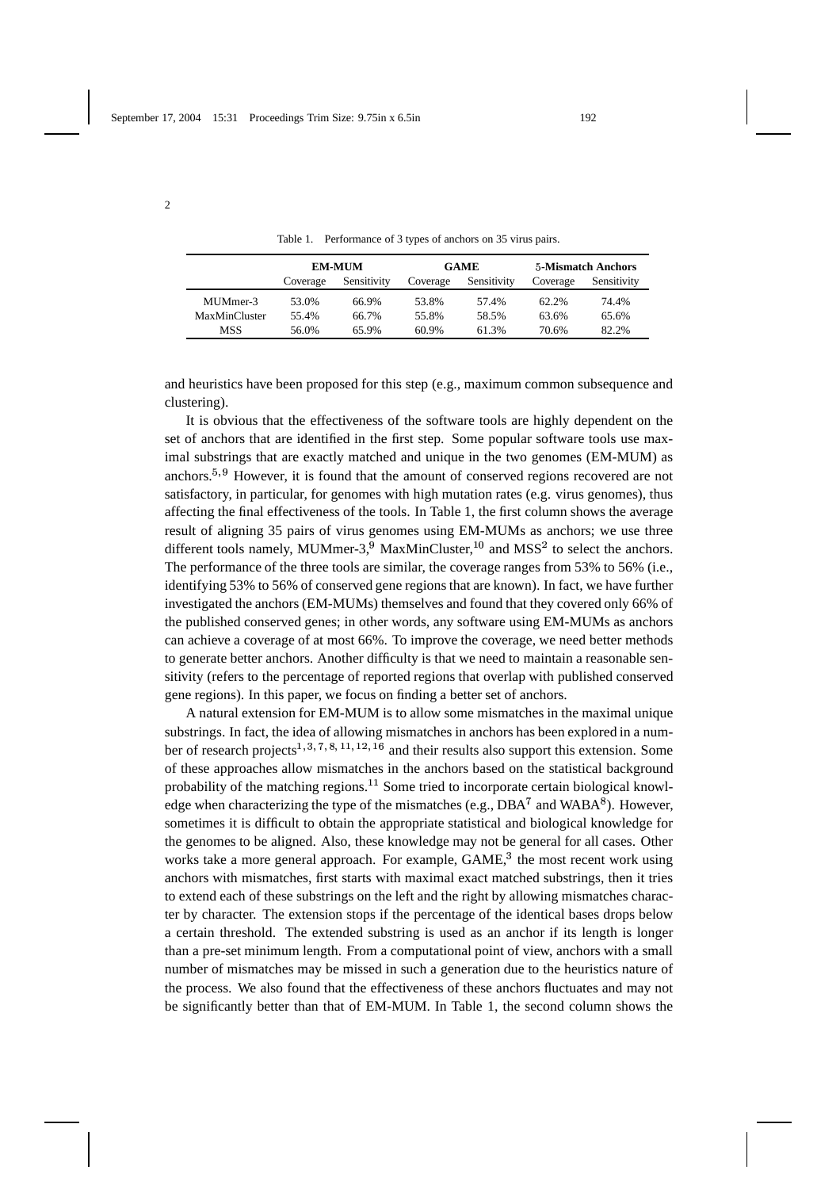Table 1. Performance of 3 types of anchors on 35 virus pairs.

| | **EM-MUM** | | **GAME** | | **5-Mismatch Anchors** | |
|---|---|---|---|---|---|---|
| | Coverage | Sensitivity | Coverage | Sensitivity | Coverage | Sensitivity |
| MUMmer-3 | 53.0% | 66.9% | 53.8% | 57.4% | 62.2% | 74.4% |
| MaxMinCluster | 55.4% | 66.7% | 55.8% | 58.5% | 63.6% | 65.6% |
| MSS | 56.0% | 65.9% | 60.9% | 61.3% | 70.6% | 82.2% |

and heuristics have been proposed for this step (e.g., maximum common subsequence and clustering).

It is obvious that the effectiveness of the software tools are highly dependent on the set of anchors that are identified in the first step. Some popular software tools use maximal substrings that are exactly matched and unique in the two genomes (EM-MUM) as anchors.[5,9] However, it is found that the amount of conserved regions recovered are not satisfactory, in particular, for genomes with high mutation rates (e.g. virus genomes), thus affecting the final effectiveness of the tools. In Table 1, the first column shows the average result of aligning 35 pairs of virus genomes using EM-MUMs as anchors; we use three different tools namely, MUMmer-3,[9] MaxMinCluster,[10] and MSS[2] to select the anchors. The performance of the three tools are similar, the coverage ranges from 53% to 56% (i.e., identifying 53% to 56% of conserved gene regions that are known). In fact, we have further investigated the anchors (EM-MUMs) themselves and found that they covered only 66% of the published conserved genes; in other words, any software using EM-MUMs as anchors can achieve a coverage of at most 66%. To improve the coverage, we need better methods to generate better anchors. Another difficulty is that we need to maintain a reasonable sensitivity (refers to the percentage of reported regions that overlap with published conserved gene regions). In this paper, we focus on finding a better set of anchors.

A natural extension for EM-MUM is to allow some mismatches in the maximal unique substrings. In fact, the idea of allowing mismatches in anchors has been explored in a number of research projects[1,3,7,8,11,12,16] and their results also support this extension. Some of these approaches allow mismatches in the anchors based on the statistical background probability of the matching regions.[11] Some tried to incorporate certain biological knowledge when characterizing the type of the mismatches (e.g., DBA[7] and WABA[8]). However, sometimes it is difficult to obtain the appropriate statistical and biological knowledge for the genomes to be aligned. Also, these knowledge may not be general for all cases. Other works take a more general approach. For example, GAME,[3] the most recent work using anchors with mismatches, first starts with maximal exact matched substrings, then it tries to extend each of these substrings on the left and the right by allowing mismatches character by character. The extension stops if the percentage of the identical bases drops below a certain threshold. The extended substring is used as an anchor if its length is longer than a pre-set minimum length. From a computational point of view, anchors with a small number of mismatches may be missed in such a generation due to the heuristics nature of the process. We also found that the effectiveness of these anchors fluctuates and may not be significantly better than that of EM-MUM. In Table 1, the second column shows the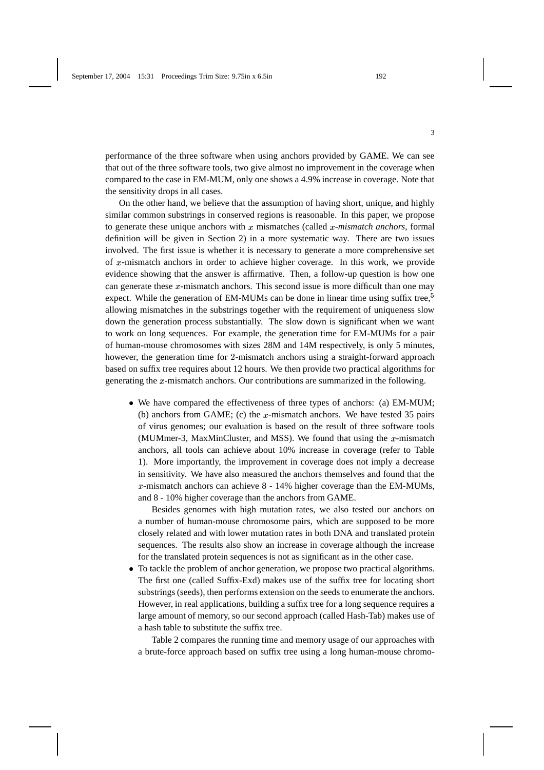performance of the three software when using anchors provided by GAME. We can see that out of the three software tools, two give almost no improvement in the coverage when compared to the case in EM-MUM, only one shows a 4.9% increase in coverage. Note that the sensitivity drops in all cases.

On the other hand, we believe that the assumption of having short, unique, and highly similar common substrings in conserved regions is reasonable. In this paper, we propose to generate these unique anchors with $x$ mismatches (called *$x$-mismatch anchors*, formal definition will be given in Section 2) in a more systematic way. There are two issues involved. The first issue is whether it is necessary to generate a more comprehensive set of $x$-mismatch anchors in order to achieve higher coverage. In this work, we provide evidence showing that the answer is affirmative. Then, a follow-up question is how one can generate these $x$-mismatch anchors. This second issue is more difficult than one may expect. While the generation of EM-MUMs can be done in linear time using suffix tree,[5] allowing mismatches in the substrings together with the requirement of uniqueness slow down the generation process substantially. The slow down is significant when we want to work on long sequences. For example, the generation time for EM-MUMs for a pair of human-mouse chromosomes with sizes 28M and 14M respectively, is only 5 minutes, however, the generation time for 2-mismatch anchors using a straight-forward approach based on suffix tree requires about 12 hours. We then provide two practical algorithms for generating the $x$-mismatch anchors. Our contributions are summarized in the following.

- We have compared the effectiveness of three types of anchors: (a) EM-MUM; (b) anchors from GAME; (c) the $x$-mismatch anchors. We have tested 35 pairs of virus genomes; our evaluation is based on the result of three software tools (MUMmer-3, MaxMinCluster, and MSS). We found that using the $x$-mismatch anchors, all tools can achieve about 10% increase in coverage (refer to Table 1). More importantly, the improvement in coverage does not imply a decrease in sensitivity. We have also measured the anchors themselves and found that the $x$-mismatch anchors can achieve 8 - 14% higher coverage than the EM-MUMs, and 8 - 10% higher coverage than the anchors from GAME.

  Besides genomes with high mutation rates, we also tested our anchors on a number of human-mouse chromosome pairs, which are supposed to be more closely related and with lower mutation rates in both DNA and translated protein sequences. The results also show an increase in coverage although the increase for the translated protein sequences is not as significant as in the other case.

- To tackle the problem of anchor generation, we propose two practical algorithms. The first one (called Suffix-Exd) makes use of the suffix tree for locating short substrings (seeds), then performs extension on the seeds to enumerate the anchors. However, in real applications, building a suffix tree for a long sequence requires a large amount of memory, so our second approach (called Hash-Tab) makes use of a hash table to substitute the suffix tree.

  Table 2 compares the running time and memory usage of our approaches with a brute-force approach based on suffix tree using a long human-mouse chromo-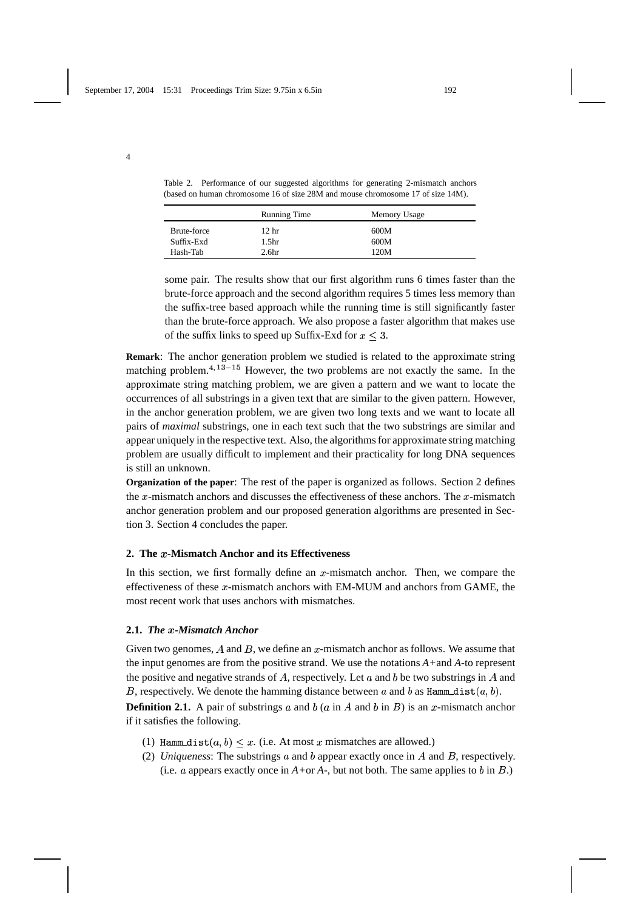Table 2. Performance of our suggested algorithms for generating 2-mismatch anchors (based on human chromosome 16 of size 28M and mouse chromosome 17 of size 14M).

| | Running Time | Memory Usage |
|---|---|---|
| Brute-force | 12 hr | 600M |
| Suffix-Exd | 1.5hr | 600M |
| Hash-Tab | 2.6hr | 120M |

some pair. The results show that our first algorithm runs 6 times faster than the brute-force approach and the second algorithm requires 5 times less memory than the suffix-tree based approach while the running time is still significantly faster than the brute-force approach. We also propose a faster algorithm that makes use of the suffix links to speed up Suffix-Exd for $x \leq 3$.

**Remark**: The anchor generation problem we studied is related to the approximate string matching problem.[4,13–15] However, the two problems are not exactly the same. In the approximate string matching problem, we are given a pattern and we want to locate the occurrences of all substrings in a given text that are similar to the given pattern. However, in the anchor generation problem, we are given two long texts and we want to locate all pairs of *maximal* substrings, one in each text such that the two substrings are similar and appear uniquely in the respective text. Also, the algorithms for approximate string matching problem are usually difficult to implement and their practicality for long DNA sequences is still an unknown.

**Organization of the paper**: The rest of the paper is organized as follows. Section 2 defines the $x$-mismatch anchors and discusses the effectiveness of these anchors. The $x$-mismatch anchor generation problem and our proposed generation algorithms are presented in Section 3. Section 4 concludes the paper.

## 2. The $x$-Mismatch Anchor and its Effectiveness

In this section, we first formally define an $x$-mismatch anchor. Then, we compare the effectiveness of these $x$-mismatch anchors with EM-MUM and anchors from GAME, the most recent work that uses anchors with mismatches.

### 2.1. *The $x$-Mismatch Anchor*

Given two genomes, $A$ and $B$, we define an $x$-mismatch anchor as follows. We assume that the input genomes are from the positive strand. We use the notations *A+* and *A-* to represent the positive and negative strands of $A$, respectively. Let $a$ and $b$ be two substrings in $A$ and $B$, respectively. We denote the hamming distance between $a$ and $b$ as $\texttt{Hamm\_dist}(a, b)$.

**Definition 2.1.** A pair of substrings $a$ and $b$ ($a$ in $A$ and $b$ in $B$) is an $x$-mismatch anchor if it satisfies the following.

(1) $\texttt{Hamm\_dist}(a, b) \leq x$. (i.e. At most $x$ mismatches are allowed.)
(2) *Uniqueness*: The substrings $a$ and $b$ appear exactly once in $A$ and $B$, respectively. (i.e. $a$ appears exactly once in *A+* or *A-*, but not both. The same applies to $b$ in $B$.)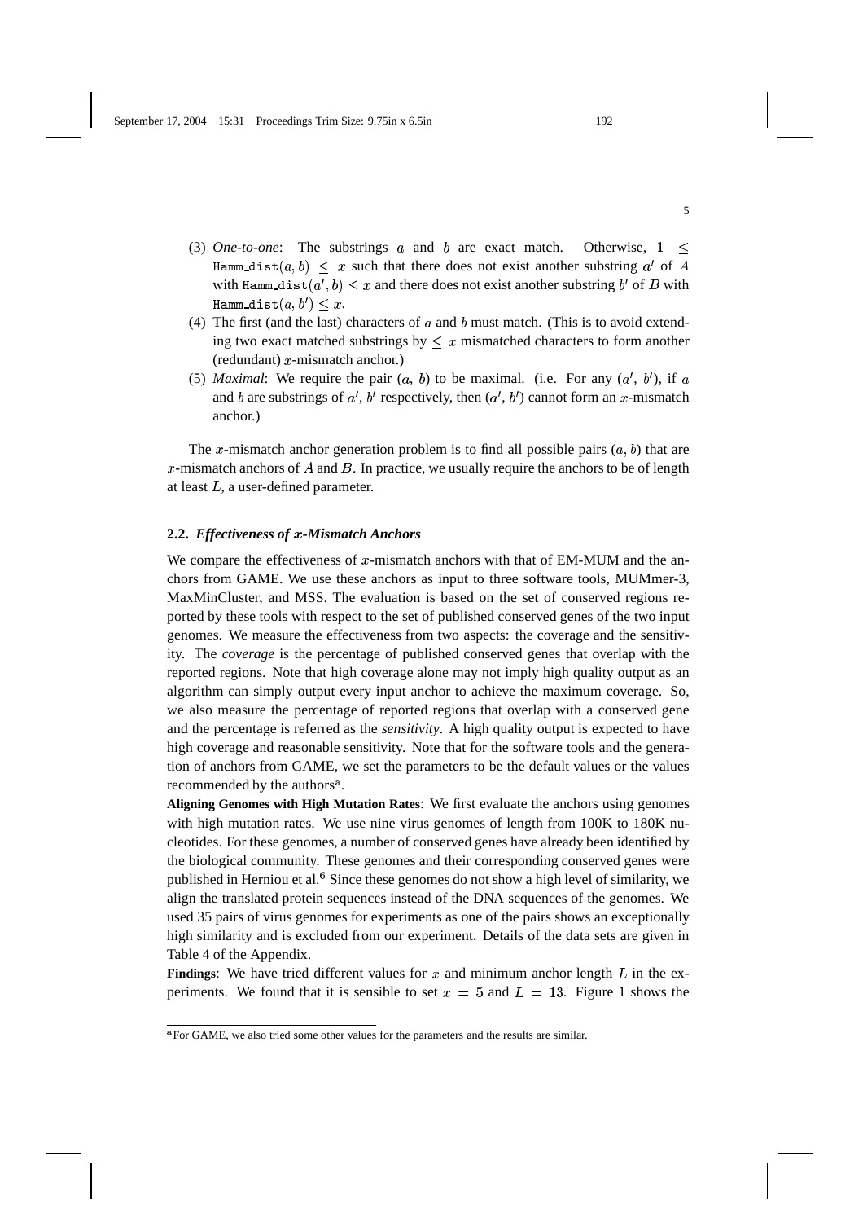(3) *One-to-one*: The substrings $a$ and $b$ are exact match. Otherwise, $1 \leq \texttt{Hamm\_dist}(a, b) \leq x$ such that there does not exist another substring $a'$ of $A$ with $\texttt{Hamm\_dist}(a', b) \leq x$ and there does not exist another substring $b'$ of $B$ with $\texttt{Hamm\_dist}(a, b') \leq x$.

(4) The first (and the last) characters of $a$ and $b$ must match. (This is to avoid extending two exact matched substrings by $\leq x$ mismatched characters to form another (redundant) $x$-mismatch anchor.)

(5) *Maximal*: We require the pair $(a, b)$ to be maximal. (i.e. For any $(a', b')$, if $a$ and $b$ are substrings of $a'$, $b'$ respectively, then $(a', b')$ cannot form an $x$-mismatch anchor.)

The $x$-mismatch anchor generation problem is to find all possible pairs $(a, b)$ that are $x$-mismatch anchors of $A$ and $B$. In practice, we usually require the anchors to be of length at least $L$, a user-defined parameter.

### 2.2. *Effectiveness of $x$-Mismatch Anchors*

We compare the effectiveness of $x$-mismatch anchors with that of EM-MUM and the anchors from GAME. We use these anchors as input to three software tools, MUMmer-3, MaxMinCluster, and MSS. The evaluation is based on the set of conserved regions reported by these tools with respect to the set of published conserved genes of the two input genomes. We measure the effectiveness from two aspects: the coverage and the sensitivity. The *coverage* is the percentage of published conserved genes that overlap with the reported regions. Note that high coverage alone may not imply high quality output as an algorithm can simply output every input anchor to achieve the maximum coverage. So, we also measure the percentage of reported regions that overlap with a conserved gene and the percentage is referred as the *sensitivity*. A high quality output is expected to have high coverage and reasonable sensitivity. Note that for the software tools and the generation of anchors from GAME, we set the parameters to be the default values or the values recommended by the authors[a].

**Aligning Genomes with High Mutation Rates**: We first evaluate the anchors using genomes with high mutation rates. We use nine virus genomes of length from 100K to 180K nucleotides. For these genomes, a number of conserved genes have already been identified by the biological community. These genomes and their corresponding conserved genes were published in Herniou et al.[6] Since these genomes do not show a high level of similarity, we align the translated protein sequences instead of the DNA sequences of the genomes. We used 35 pairs of virus genomes for experiments as one of the pairs shows an exceptionally high similarity and is excluded from our experiment. Details of the data sets are given in Table 4 of the Appendix.

**Findings**: We have tried different values for $x$ and minimum anchor length $L$ in the experiments. We found that it is sensible to set $x = 5$ and $L = 13$. Figure 1 shows the

[a] For GAME, we also tried some other values for the parameters and the results are similar.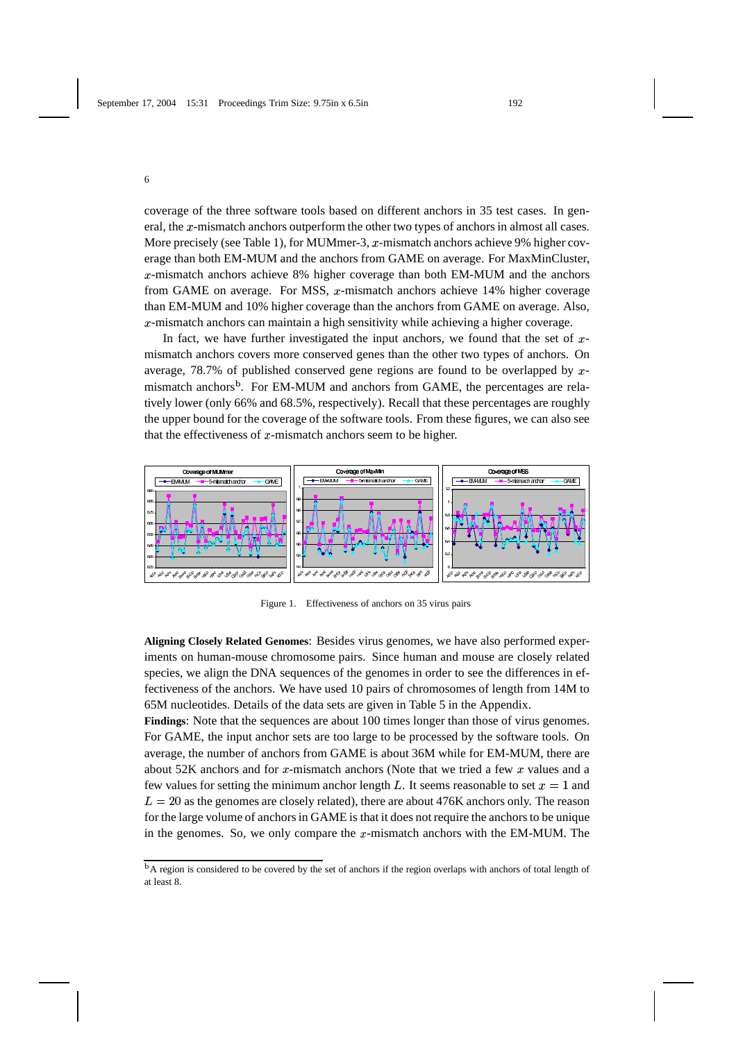coverage of the three software tools based on different anchors in 35 test cases. In general, the $x$-mismatch anchors outperform the other two types of anchors in almost all cases. More precisely (see Table 1), for MUMmer-3, $x$-mismatch anchors achieve 9% higher coverage than both EM-MUM and the anchors from GAME on average. For MaxMinCluster, $x$-mismatch anchors achieve 8% higher coverage than both EM-MUM and the anchors from GAME on average. For MSS, $x$-mismatch anchors achieve 14% higher coverage than EM-MUM and 10% higher coverage than the anchors from GAME on average. Also, $x$-mismatch anchors can maintain a high sensitivity while achieving a higher coverage.

In fact, we have further investigated the input anchors, we found that the set of $x$-mismatch anchors covers more conserved genes than the other two types of anchors. On average, 78.7% of published conserved gene regions are found to be overlapped by $x$-mismatch anchors[b]. For EM-MUM and anchors from GAME, the percentages are relatively lower (only 66% and 68.5%, respectively). Recall that these percentages are roughly the upper bound for the coverage of the software tools. From these figures, we can also see that the effectiveness of $x$-mismatch anchors seem to be higher.

Figure 1. Effectiveness of anchors on 35 virus pairs

**Aligning Closely Related Genomes**: Besides virus genomes, we have also performed experiments on human-mouse chromosome pairs. Since human and mouse are closely related species, we align the DNA sequences of the genomes in order to see the differences in effectiveness of the anchors. We have used 10 pairs of chromosomes of length from 14M to 65M nucleotides. Details of the data sets are given in Table 5 in the Appendix.

**Findings**: Note that the sequences are about 100 times longer than those of virus genomes. For GAME, the input anchor sets are too large to be processed by the software tools. On average, the number of anchors from GAME is about 36M while for EM-MUM, there are about 52K anchors and for $x$-mismatch anchors (Note that we tried a few $x$ values and a few values for setting the minimum anchor length $L$. It seems reasonable to set $x = 1$ and $L = 20$ as the genomes are closely related), there are about 476K anchors only. The reason for the large volume of anchors in GAME is that it does not require the anchors to be unique in the genomes. So, we only compare the $x$-mismatch anchors with the EM-MUM. The

[b] A region is considered to be covered by the set of anchors if the region overlaps with anchors of total length of at least 8.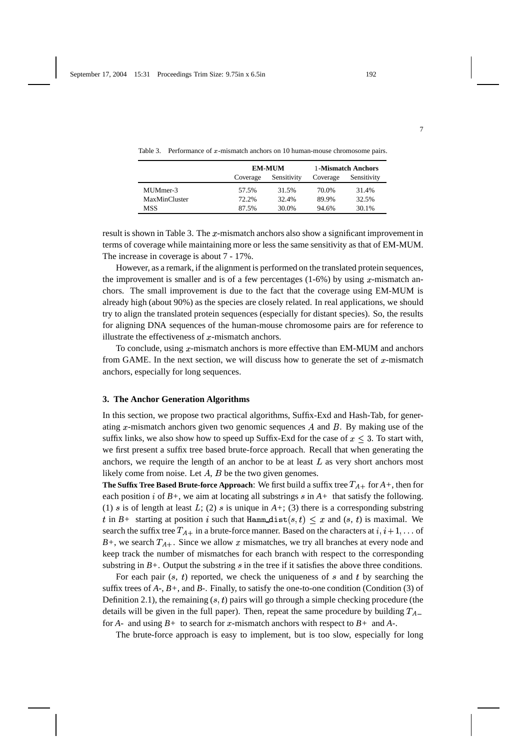Table 3. Performance of $x$-mismatch anchors on 10 human-mouse chromosome pairs.

| | **EM-MUM** | | **1-Mismatch Anchors** | |
|---|---|---|---|---|
| | Coverage | Sensitivity | Coverage | Sensitivity |
| MUMmer-3 | 57.5% | 31.5% | 70.0% | 31.4% |
| MaxMinCluster | 72.2% | 32.4% | 89.9% | 32.5% |
| MSS | 87.5% | 30.0% | 94.6% | 30.1% |

result is shown in Table 3. The $x$-mismatch anchors also show a significant improvement in terms of coverage while maintaining more or less the same sensitivity as that of EM-MUM. The increase in coverage is about 7 - 17%.

However, as a remark, if the alignment is performed on the translated protein sequences, the improvement is smaller and is of a few percentages (1-6%) by using $x$-mismatch anchors. The small improvement is due to the fact that the coverage using EM-MUM is already high (about 90%) as the species are closely related. In real applications, we should try to align the translated protein sequences (especially for distant species). So, the results for aligning DNA sequences of the human-mouse chromosome pairs are for reference to illustrate the effectiveness of $x$-mismatch anchors.

To conclude, using $x$-mismatch anchors is more effective than EM-MUM and anchors from GAME. In the next section, we will discuss how to generate the set of $x$-mismatch anchors, especially for long sequences.

## 3. The Anchor Generation Algorithms

In this section, we propose two practical algorithms, Suffix-Exd and Hash-Tab, for generating $x$-mismatch anchors given two genomic sequences $A$ and $B$. By making use of the suffix links, we also show how to speed up Suffix-Exd for the case of $x \leq 3$. To start with, we first present a suffix tree based brute-force approach. Recall that when generating the anchors, we require the length of an anchor to be at least $L$ as very short anchors most likely come from noise. Let $A$, $B$ be the two given genomes.

**The Suffix Tree Based Brute-force Approach**: We first build a suffix tree $T_{A+}$ for *A+*, then for each position $i$ of *B+*, we aim at locating all substrings $s$ in *A+* that satisfy the following. (1) $s$ is of length at least $L$; (2) $s$ is unique in *A+*; (3) there is a corresponding substring $t$ in *B+* starting at position $i$ such that $\texttt{Hamm\_dist}(s,t) \leq x$ and $(s, t)$ is maximal. We search the suffix tree $T_{A+}$ in a brute-force manner. Based on the characters at $i, i+1, \ldots$ of *B+*, we search $T_{A+}$. Since we allow $x$ mismatches, we try all branches at every node and keep track the number of mismatches for each branch with respect to the corresponding substring in *B+*. Output the substring $s$ in the tree if it satisfies the above three conditions.

For each pair $(s, t)$ reported, we check the uniqueness of $s$ and $t$ by searching the suffix trees of *A-*, *B+*, and *B-*. Finally, to satisfy the one-to-one condition (Condition (3) of Definition 2.1), the remaining $(s, t)$ pairs will go through a simple checking procedure (the details will be given in the full paper). Then, repeat the same procedure by building $T_{A-}$ for *A-* and using *B+* to search for $x$-mismatch anchors with respect to *B+* and *A-*.

The brute-force approach is easy to implement, but is too slow, especially for long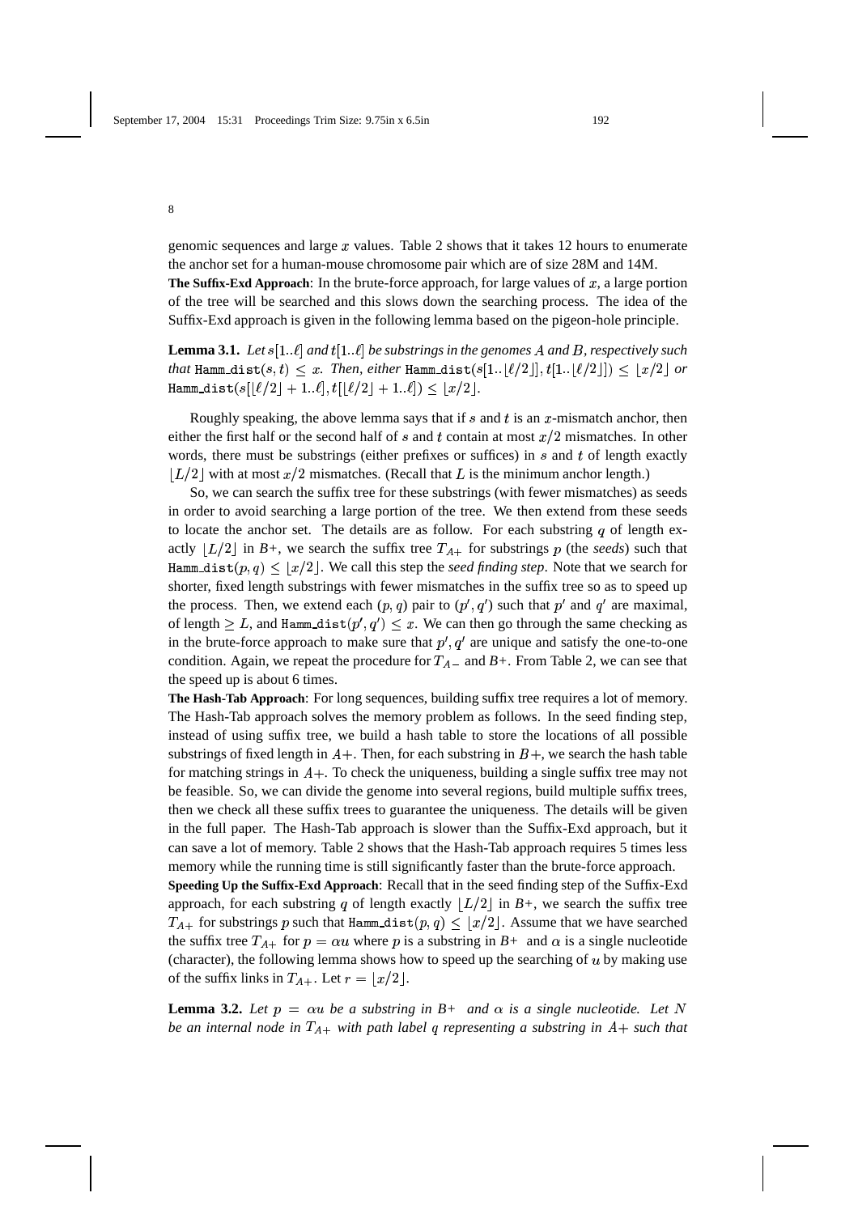genomic sequences and large $x$ values. Table 2 shows that it takes 12 hours to enumerate the anchor set for a human-mouse chromosome pair which are of size 28M and 14M.

**The Suffix-Exd Approach**: In the brute-force approach, for large values of $x$, a large portion of the tree will be searched and this slows down the searching process. The idea of the Suffix-Exd approach is given in the following lemma based on the pigeon-hole principle.

**Lemma 3.1.** *Let $s[1..\ell]$ and $t[1..\ell]$ be substrings in the genomes $A$ and $B$, respectively such that* $\texttt{Hamm\_dist}(s,t) \leq x$. *Then, either* $\texttt{Hamm\_dist}(s[1..\lfloor \ell/2 \rfloor], t[1..\lfloor \ell/2 \rfloor]) \leq \lfloor x/2 \rfloor$ *or* $\texttt{Hamm\_dist}(s[\lfloor \ell/2 \rfloor + 1..\ell], t[\lfloor \ell/2 \rfloor + 1..\ell]) \leq \lfloor x/2 \rfloor$.

Roughly speaking, the above lemma says that if $s$ and $t$ is an $x$-mismatch anchor, then either the first half or the second half of $s$ and $t$ contain at most $x/2$ mismatches. In other words, there must be substrings (either prefixes or suffices) in $s$ and $t$ of length exactly $\lfloor L/2 \rfloor$ with at most $x/2$ mismatches. (Recall that $L$ is the minimum anchor length.)

So, we can search the suffix tree for these substrings (with fewer mismatches) as seeds in order to avoid searching a large portion of the tree. We then extend from these seeds to locate the anchor set. The details are as follow. For each substring $q$ of length exactly $\lfloor L/2 \rfloor$ in *B+*, we search the suffix tree $T_{A+}$ for substrings $p$ (the *seeds*) such that $\texttt{Hamm\_dist}(p,q) \leq \lfloor x/2 \rfloor$. We call this step the *seed finding step*. Note that we search for shorter, fixed length substrings with fewer mismatches in the suffix tree so as to speed up the process. Then, we extend each $(p,q)$ pair to $(p',q')$ such that $p'$ and $q'$ are maximal, of length $\geq L$, and $\texttt{Hamm\_dist}(p',q') \leq x$. We can then go through the same checking as in the brute-force approach to make sure that $p', q'$ are unique and satisfy the one-to-one condition. Again, we repeat the procedure for $T_{A-}$ and *B+*. From Table 2, we can see that the speed up is about 6 times.

**The Hash-Tab Approach**: For long sequences, building suffix tree requires a lot of memory. The Hash-Tab approach solves the memory problem as follows. In the seed finding step, instead of using suffix tree, we build a hash table to store the locations of all possible substrings of fixed length in $A+$. Then, for each substring in $B+$, we search the hash table for matching strings in $A+$. To check the uniqueness, building a single suffix tree may not be feasible. So, we can divide the genome into several regions, build multiple suffix trees, then we check all these suffix trees to guarantee the uniqueness. The details will be given in the full paper. The Hash-Tab approach is slower than the Suffix-Exd approach, but it can save a lot of memory. Table 2 shows that the Hash-Tab approach requires 5 times less memory while the running time is still significantly faster than the brute-force approach.

**Speeding Up the Suffix-Exd Approach**: Recall that in the seed finding step of the Suffix-Exd approach, for each substring $q$ of length exactly $\lfloor L/2 \rfloor$ in *B+*, we search the suffix tree $T_{A+}$ for substrings $p$ such that $\texttt{Hamm\_dist}(p,q) \leq \lfloor x/2 \rfloor$. Assume that we have searched the suffix tree $T_{A+}$ for $p = \alpha u$ where $p$ is a substring in *B+* and $\alpha$ is a single nucleotide (character), the following lemma shows how to speed up the searching of $u$ by making use of the suffix links in $T_{A+}$. Let $r = \lfloor x/2 \rfloor$.

**Lemma 3.2.** *Let $p = \alpha u$ be a substring in B+ and $\alpha$ is a single nucleotide. Let $N$ be an internal node in $T_{A+}$ with path label $q$ representing a substring in $A+$ such that*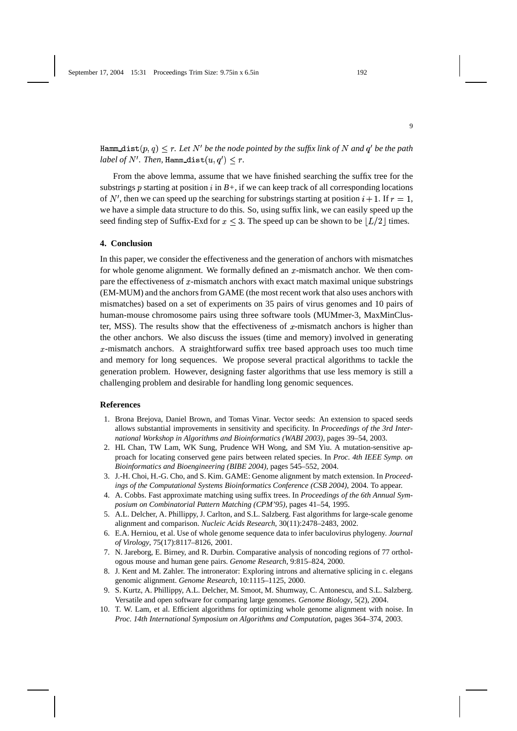*$\texttt{Hamm\_dist}(p, q) \leq r$. Let $N'$ be the node pointed by the suffix link of $N$ and $q'$ be the path label of $N'$. Then, $\texttt{Hamm\_dist}(u, q') \leq r$.*

From the above lemma, assume that we have finished searching the suffix tree for the substrings $p$ starting at position $i$ in *B+*, if we can keep track of all corresponding locations of $N'$, then we can speed up the searching for substrings starting at position $i+1$. If $r = 1$, we have a simple data structure to do this. So, using suffix link, we can easily speed up the seed finding step of Suffix-Exd for $x \leq 3$. The speed up can be shown to be $\lfloor L/2 \rfloor$ times.

## 4. Conclusion

In this paper, we consider the effectiveness and the generation of anchors with mismatches for whole genome alignment. We formally defined an $x$-mismatch anchor. We then compare the effectiveness of $x$-mismatch anchors with exact match maximal unique substrings (EM-MUM) and the anchors from GAME (the most recent work that also uses anchors with mismatches) based on a set of experiments on 35 pairs of virus genomes and 10 pairs of human-mouse chromosome pairs using three software tools (MUMmer-3, MaxMinCluster, MSS). The results show that the effectiveness of $x$-mismatch anchors is higher than the other anchors. We also discuss the issues (time and memory) involved in generating $x$-mismatch anchors. A straightforward suffix tree based approach uses too much time and memory for long sequences. We propose several practical algorithms to tackle the generation problem. However, designing faster algorithms that use less memory is still a challenging problem and desirable for handling long genomic sequences.

## References

1. Brona Brejova, Daniel Brown, and Tomas Vinar. Vector seeds: An extension to spaced seeds allows substantial improvements in sensitivity and specificity. In *Proceedings of the 3rd International Workshop in Algorithms and Bioinformatics (WABI 2003)*, pages 39–54, 2003.
2. HL Chan, TW Lam, WK Sung, Prudence WH Wong, and SM Yiu. A mutation-sensitive approach for locating conserved gene pairs between related species. In *Proc. 4th IEEE Symp. on Bioinformatics and Bioengineering (BIBE 2004)*, pages 545–552, 2004.
3. J.-H. Choi, H.-G. Cho, and S. Kim. GAME: Genome alignment by match extension. In *Proceedings of the Computational Systems Bioinformatics Conference (CSB 2004)*, 2004. To appear.
4. A. Cobbs. Fast approximate matching using suffix trees. In *Proceedings of the 6th Annual Symposium on Combinatorial Pattern Matching (CPM'95)*, pages 41–54, 1995.
5. A.L. Delcher, A. Phillippy, J. Carlton, and S.L. Salzberg. Fast algorithms for large-scale genome alignment and comparison. *Nucleic Acids Research*, 30(11):2478–2483, 2002.
6. E.A. Herniou, et al. Use of whole genome sequence data to infer baculovirus phylogeny. *Journal of Virology*, 75(17):8117–8126, 2001.
7. N. Jareborg, E. Birney, and R. Durbin. Comparative analysis of noncoding regions of 77 orthologous mouse and human gene pairs. *Genome Research*, 9:815–824, 2000.
8. J. Kent and M. Zahler. The intronerator: Exploring introns and alternative splicing in c. elegans genomic alignment. *Genome Research*, 10:1115–1125, 2000.
9. S. Kurtz, A. Phillippy, A.L. Delcher, M. Smoot, M. Shumway, C. Antonescu, and S.L. Salzberg. Versatile and open software for comparing large genomes. *Genome Biology*, 5(2), 2004.
10. T. W. Lam, et al. Efficient algorithms for optimizing whole genome alignment with noise. In *Proc. 14th International Symposium on Algorithms and Computation*, pages 364–374, 2003.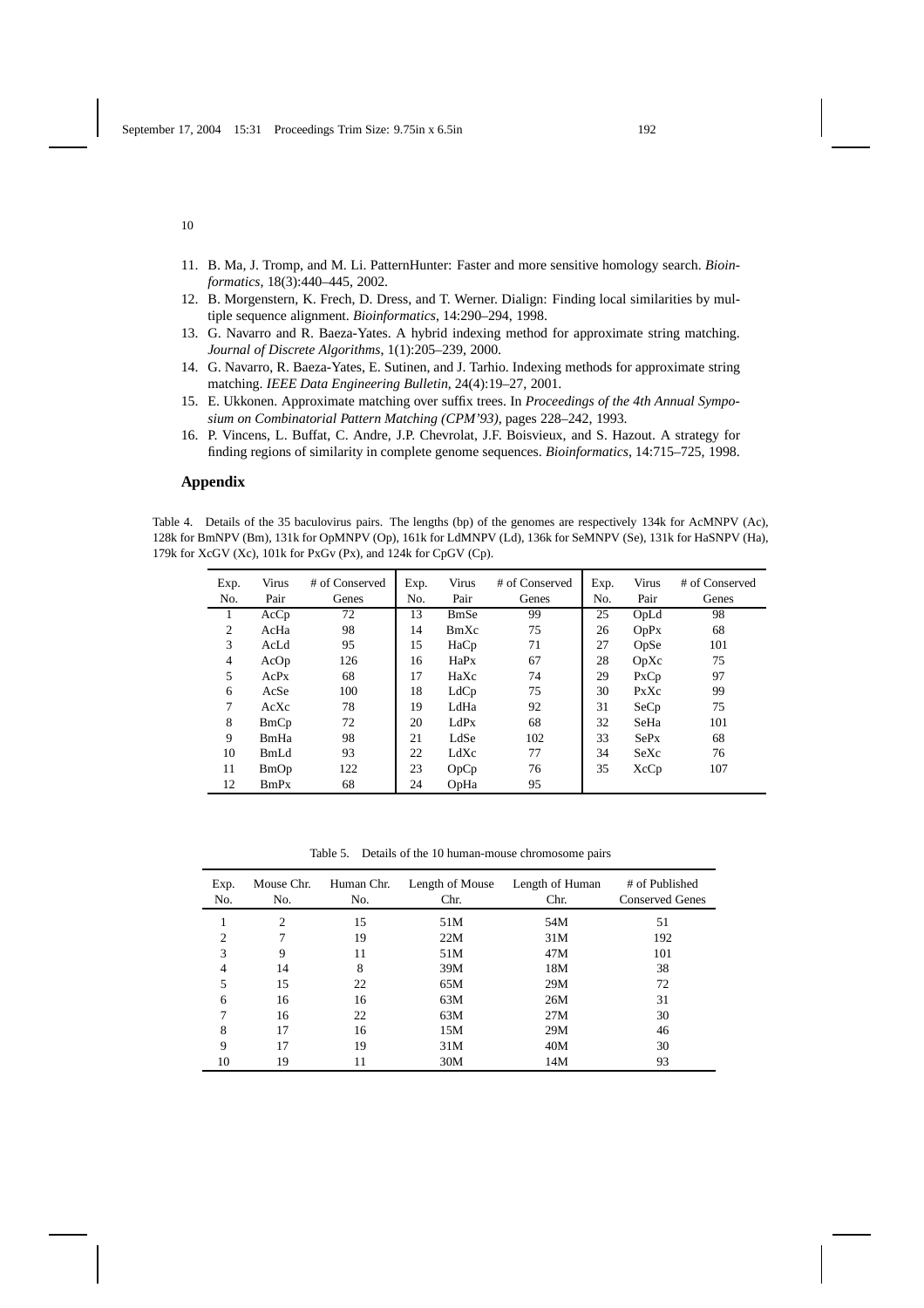11. B. Ma, J. Tromp, and M. Li. PatternHunter: Faster and more sensitive homology search. *Bioinformatics*, 18(3):440–445, 2002.
12. B. Morgenstern, K. Frech, D. Dress, and T. Werner. Dialign: Finding local similarities by multiple sequence alignment. *Bioinformatics*, 14:290–294, 1998.
13. G. Navarro and R. Baeza-Yates. A hybrid indexing method for approximate string matching. *Journal of Discrete Algorithms*, 1(1):205–239, 2000.
14. G. Navarro, R. Baeza-Yates, E. Sutinen, and J. Tarhio. Indexing methods for approximate string matching. *IEEE Data Engineering Bulletin*, 24(4):19–27, 2001.
15. E. Ukkonen. Approximate matching over suffix trees. In *Proceedings of the 4th Annual Symposium on Combinatorial Pattern Matching (CPM'93)*, pages 228–242, 1993.
16. P. Vincens, L. Buffat, C. Andre, J.P. Chevrolat, J.F. Boisvieux, and S. Hazout. A strategy for finding regions of similarity in complete genome sequences. *Bioinformatics*, 14:715–725, 1998.

## Appendix

Table 4. Details of the 35 baculovirus pairs. The lengths (bp) of the genomes are respectively 134k for AcMNPV (Ac), 128k for BmNPV (Bm), 131k for OpMNPV (Op), 161k for LdMNPV (Ld), 136k for SeMNPV (Se), 131k for HaSNPV (Ha), 179k for XcGV (Xc), 101k for PxGv (Px), and 124k for CpGV (Cp).

| Exp. No. | Virus Pair | # of Conserved Genes | Exp. No. | Virus Pair | # of Conserved Genes | Exp. No. | Virus Pair | # of Conserved Genes |
|---|---|---|---|---|---|---|---|---|
| 1 | AcCp | 72 | 13 | BmSe | 99 | 25 | OpLd | 98 |
| 2 | AcHa | 98 | 14 | BmXc | 75 | 26 | OpPx | 68 |
| 3 | AcLd | 95 | 15 | HaCp | 71 | 27 | OpSe | 101 |
| 4 | AcOp | 126 | 16 | HaPx | 67 | 28 | OpXc | 75 |
| 5 | AcPx | 68 | 17 | HaXc | 74 | 29 | PxCp | 97 |
| 6 | AcSe | 100 | 18 | LdCp | 75 | 30 | PxXc | 99 |
| 7 | AcXc | 78 | 19 | LdHa | 92 | 31 | SeCp | 75 |
| 8 | BmCp | 72 | 20 | LdPx | 68 | 32 | SeHa | 101 |
| 9 | BmHa | 98 | 21 | LdSe | 102 | 33 | SePx | 68 |
| 10 | BmLd | 93 | 22 | LdXc | 77 | 34 | SeXc | 76 |
| 11 | BmOp | 122 | 23 | OpCp | 76 | 35 | XcCp | 107 |
| 12 | BmPx | 68 | 24 | OpHa | 95 | | | |

Table 5. Details of the 10 human-mouse chromosome pairs

| Exp. No. | Mouse Chr. No. | Human Chr. No. | Length of Mouse Chr. | Length of Human Chr. | # of Published Conserved Genes |
|---|---|---|---|---|---|
| 1 | 2 | 15 | 51M | 54M | 51 |
| 2 | 7 | 19 | 22M | 31M | 192 |
| 3 | 9 | 11 | 51M | 47M | 101 |
| 4 | 14 | 8 | 39M | 18M | 38 |
| 5 | 15 | 22 | 65M | 29M | 72 |
| 6 | 16 | 16 | 63M | 26M | 31 |
| 7 | 16 | 22 | 63M | 27M | 30 |
| 8 | 17 | 16 | 15M | 29M | 46 |
| 9 | 17 | 19 | 31M | 40M | 30 |
| 10 | 19 | 11 | 30M | 14M | 93 |